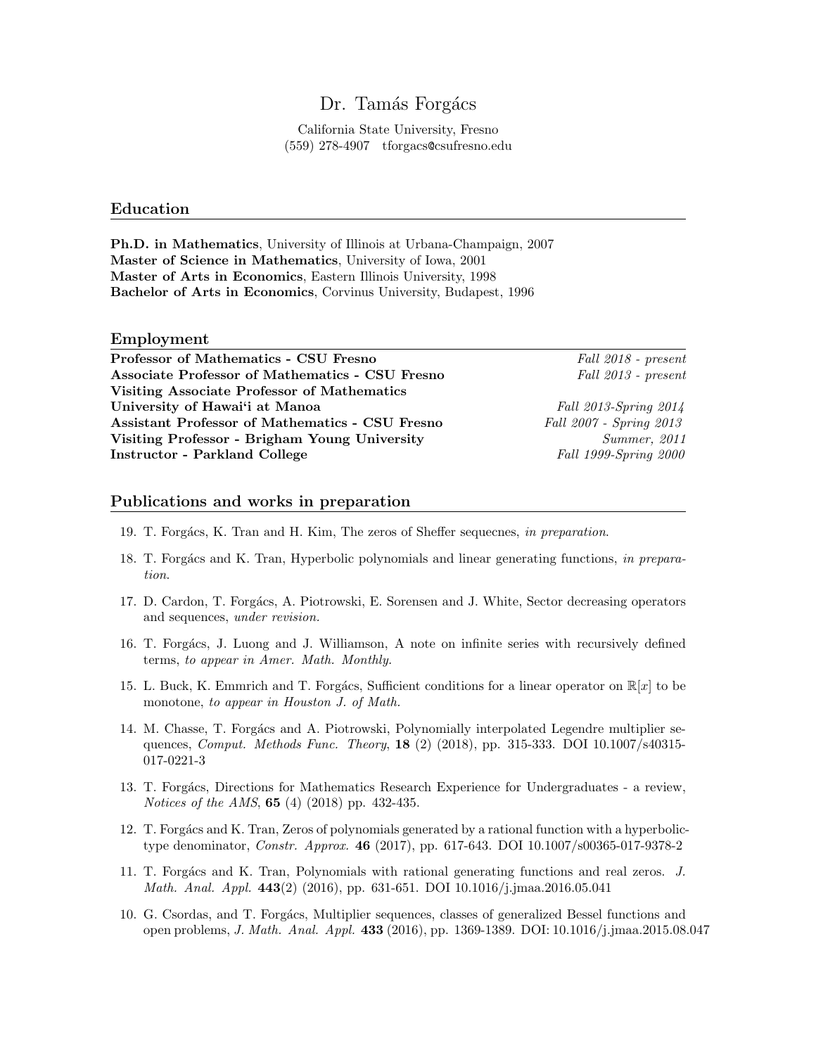# Dr. Tamás Forgács

California State University, Fresno
(559) 278-4907 tforgacs@csufresno.edu

## Education

**Ph.D. in Mathematics**, University of Illinois at Urbana-Champaign, 2007
**Master of Science in Mathematics**, University of Iowa, 2001
**Master of Arts in Economics**, Eastern Illinois University, 1998
**Bachelor of Arts in Economics**, Corvinus University, Budapest, 1996

## Employment

**Professor of Mathematics - CSU Fresno** *Fall 2018 - present*
**Associate Professor of Mathematics - CSU Fresno** *Fall 2013 - present*
**Visiting Associate Professor of Mathematics**
**University of Hawai'i at Manoa** *Fall 2013-Spring 2014*
**Assistant Professor of Mathematics - CSU Fresno** *Fall 2007 - Spring 2013*
**Visiting Professor - Brigham Young University** *Summer, 2011*
**Instructor - Parkland College** *Fall 1999-Spring 2000*

## Publications and works in preparation

19. T. Forgács, K. Tran and H. Kim, The zeros of Sheffer sequecnes, *in preparation.*

18. T. Forgács and K. Tran, Hyperbolic polynomials and linear generating functions, *in preparation.*

17. D. Cardon, T. Forgács, A. Piotrowski, E. Sorensen and J. White, Sector decreasing operators and sequences, *under revision.*

16. T. Forgács, J. Luong and J. Williamson, A note on infinite series with recursively defined terms, *to appear in Amer. Math. Monthly.*

15. L. Buck, K. Emmrich and T. Forgács, Sufficient conditions for a linear operator on $\mathbb{R}[x]$ to be monotone, *to appear in Houston J. of Math.*

14. M. Chasse, T. Forgács and A. Piotrowski, Polynomially interpolated Legendre multiplier sequences, *Comput. Methods Func. Theory*, **18** (2) (2018), pp. 315-333. DOI 10.1007/s40315-017-0221-3

13. T. Forgács, Directions for Mathematics Research Experience for Undergraduates - a review, *Notices of the AMS*, **65** (4) (2018) pp. 432-435.

12. T. Forgács and K. Tran, Zeros of polynomials generated by a rational function with a hyperbolic-type denominator, *Constr. Approx.* **46** (2017), pp. 617-643. DOI 10.1007/s00365-017-9378-2

11. T. Forgács and K. Tran, Polynomials with rational generating functions and real zeros. *J. Math. Anal. Appl.* **443**(2) (2016), pp. 631-651. DOI 10.1016/j.jmaa.2016.05.041

10. G. Csordas, and T. Forgács, Multiplier sequences, classes of generalized Bessel functions and open problems, *J. Math. Anal. Appl.* **433** (2016), pp. 1369-1389. DOI: 10.1016/j.jmaa.2015.08.047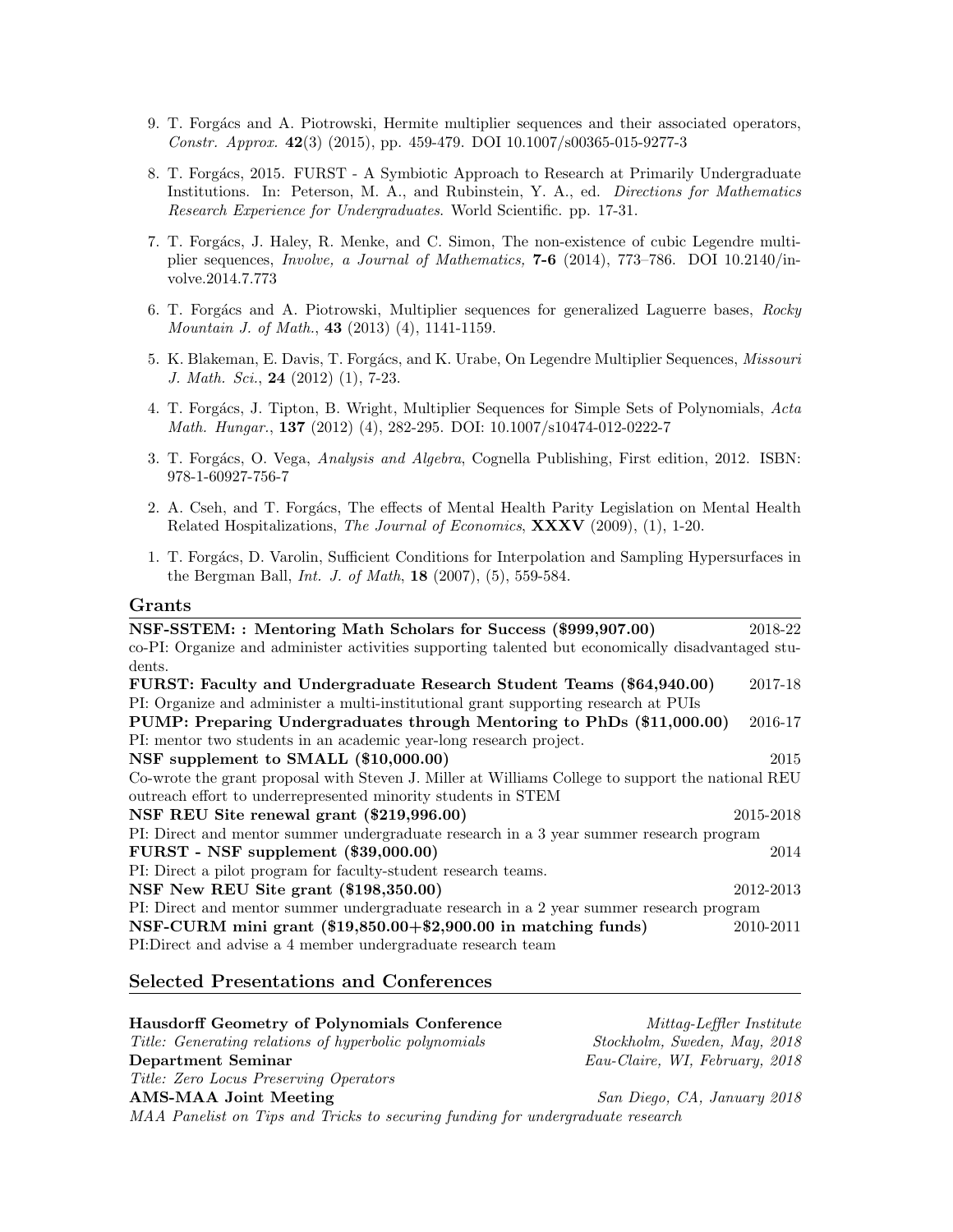9. T. Forgács and A. Piotrowski, Hermite multiplier sequences and their associated operators, *Constr. Approx.* **42**(3) (2015), pp. 459-479. DOI 10.1007/s00365-015-9277-3

8. T. Forgács, 2015. FURST - A Symbiotic Approach to Research at Primarily Undergraduate Institutions. In: Peterson, M. A., and Rubinstein, Y. A., ed. *Directions for Mathematics Research Experience for Undergraduates*. World Scientific. pp. 17-31.

7. T. Forgács, J. Haley, R. Menke, and C. Simon, The non-existence of cubic Legendre multiplier sequences, *Involve, a Journal of Mathematics,* **7-6** (2014), 773–786. DOI 10.2140/involve.2014.7.773

6. T. Forgács and A. Piotrowski, Multiplier sequences for generalized Laguerre bases, *Rocky Mountain J. of Math.*, **43** (2013) (4), 1141-1159.

5. K. Blakeman, E. Davis, T. Forgács, and K. Urabe, On Legendre Multiplier Sequences, *Missouri J. Math. Sci.*, **24** (2012) (1), 7-23.

4. T. Forgács, J. Tipton, B. Wright, Multiplier Sequences for Simple Sets of Polynomials, *Acta Math. Hungar.*, **137** (2012) (4), 282-295. DOI: 10.1007/s10474-012-0222-7

3. T. Forgács, O. Vega, *Analysis and Algebra*, Cognella Publishing, First edition, 2012. ISBN: 978-1-60927-756-7

2. A. Cseh, and T. Forgács, The effects of Mental Health Parity Legislation on Mental Health Related Hospitalizations, *The Journal of Economics*, **XXXV** (2009), (1), 1-20.

1. T. Forgács, D. Varolin, Sufficient Conditions for Interpolation and Sampling Hypersurfaces in the Bergman Ball, *Int. J. of Math*, **18** (2007), (5), 559-584.

## Grants

**NSF-SSTEM: : Mentoring Math Scholars for Success ($999,907.00)** 2018-22
co-PI: Organize and administer activities supporting talented but economically disadvantaged students.

**FURST: Faculty and Undergraduate Research Student Teams ($64,940.00)** 2017-18
PI: Organize and administer a multi-institutional grant supporting research at PUIs

**PUMP: Preparing Undergraduates through Mentoring to PhDs ($11,000.00)** 2016-17
PI: mentor two students in an academic year-long research project.

**NSF supplement to SMALL ($10,000.00)** 2015
Co-wrote the grant proposal with Steven J. Miller at Williams College to support the national REU outreach effort to underrepresented minority students in STEM

**NSF REU Site renewal grant ($219,996.00)** 2015-2018
PI: Direct and mentor summer undergraduate research in a 3 year summer research program

**FURST - NSF supplement ($39,000.00)** 2014
PI: Direct a pilot program for faculty-student research teams.

**NSF New REU Site grant ($198,350.00)** 2012-2013
PI: Direct and mentor summer undergraduate research in a 2 year summer research program

**NSF-CURM mini grant ($19,850.00+$2,900.00 in matching funds)** 2010-2011
PI:Direct and advise a 4 member undergraduate research team

## Selected Presentations and Conferences

**Hausdorff Geometry of Polynomials Conference** — *Mittag-Leffler Institute*
*Title: Generating relations of hyperbolic polynomials* — *Stockholm, Sweden, May, 2018*

**Department Seminar** — *Eau-Claire, WI, February, 2018*
*Title: Zero Locus Preserving Operators*

**AMS-MAA Joint Meeting** — *San Diego, CA, January 2018*
*MAA Panelist on Tips and Tricks to securing funding for undergraduate research*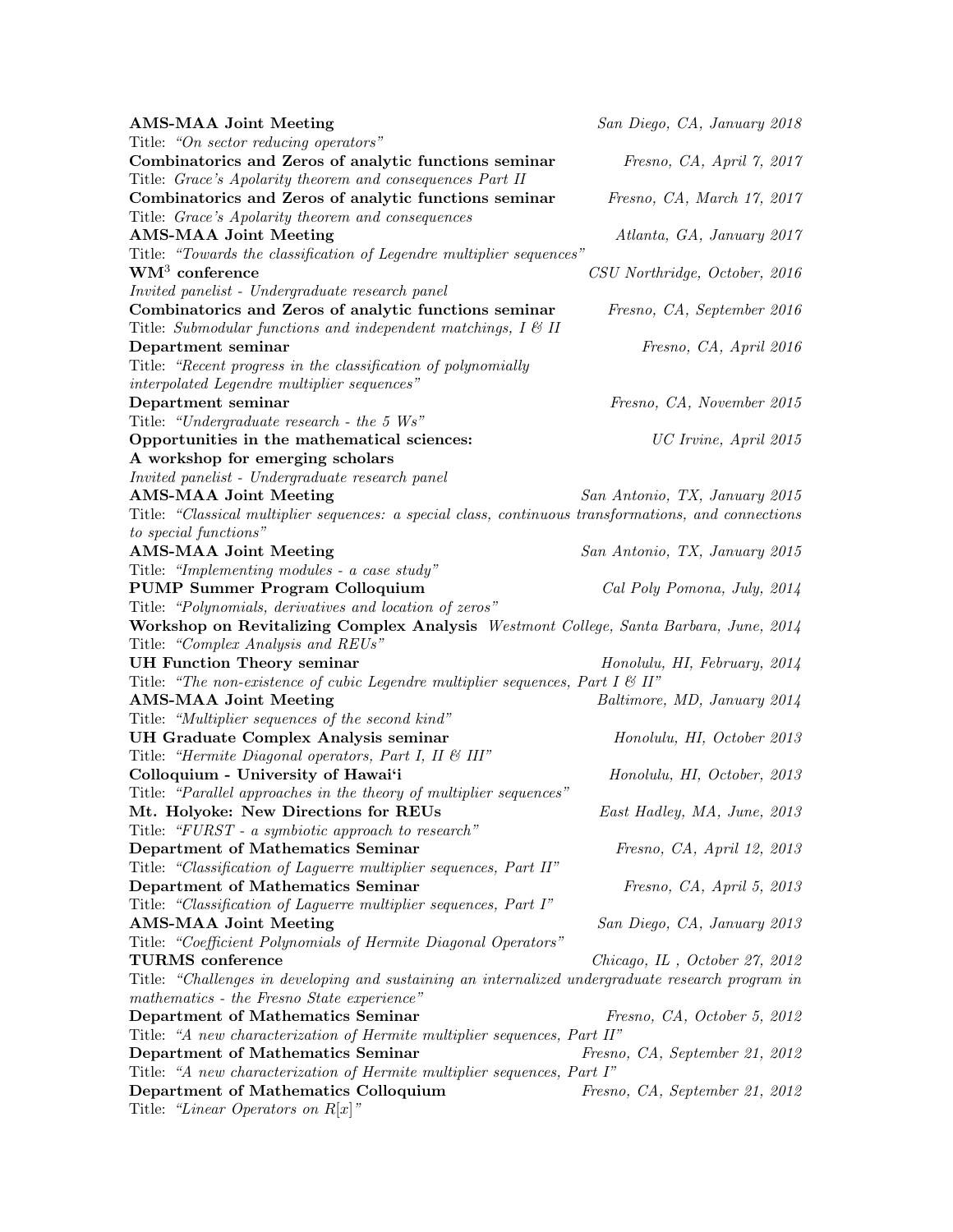**AMS-MAA Joint Meeting** *San Diego, CA, January 2018*
Title: *"On sector reducing operators"*

**Combinatorics and Zeros of analytic functions seminar** *Fresno, CA, April 7, 2017*
Title: *Grace's Apolarity theorem and consequences Part II*

**Combinatorics and Zeros of analytic functions seminar** *Fresno, CA, March 17, 2017*
Title: *Grace's Apolarity theorem and consequences*

**AMS-MAA Joint Meeting** *Atlanta, GA, January 2017*
Title: *"Towards the classification of Legendre multiplier sequences"*

**WM$^3$ conference** *CSU Northridge, October, 2016*
*Invited panelist - Undergraduate research panel*

**Combinatorics and Zeros of analytic functions seminar** *Fresno, CA, September 2016*
Title: *Submodular functions and independent matchings, I & II*

**Department seminar** *Fresno, CA, April 2016*
Title: *"Recent progress in the classification of polynomially interpolated Legendre multiplier sequences"*

**Department seminar** *Fresno, CA, November 2015*
Title: *"Undergraduate research - the 5 Ws"*

**Opportunities in the mathematical sciences: A workshop for emerging scholars** *UC Irvine, April 2015*
*Invited panelist - Undergraduate research panel*

**AMS-MAA Joint Meeting** *San Antonio, TX, January 2015*
Title: *"Classical multiplier sequences: a special class, continuous transformations, and connections to special functions"*

**AMS-MAA Joint Meeting** *San Antonio, TX, January 2015*
Title: *"Implementing modules - a case study"*

**PUMP Summer Program Colloquium** *Cal Poly Pomona, July, 2014*
Title: *"Polynomials, derivatives and location of zeros"*

**Workshop on Revitalizing Complex Analysis** *Westmont College, Santa Barbara, June, 2014*
Title: *"Complex Analysis and REUs"*

**UH Function Theory seminar** *Honolulu, HI, February, 2014*
Title: *"The non-existence of cubic Legendre multiplier sequences, Part I & II"*

**AMS-MAA Joint Meeting** *Baltimore, MD, January 2014*
Title: *"Multiplier sequences of the second kind"*

**UH Graduate Complex Analysis seminar** *Honolulu, HI, October 2013*
Title: *"Hermite Diagonal operators, Part I, II & III"*

**Colloquium - University of Hawai'i** *Honolulu, HI, October, 2013*
Title: *"Parallel approaches in the theory of multiplier sequences"*

**Mt. Holyoke: New Directions for REUs** *East Hadley, MA, June, 2013*
Title: *"FURST - a symbiotic approach to research"*

**Department of Mathematics Seminar** *Fresno, CA, April 12, 2013*
Title: *"Classification of Laguerre multiplier sequences, Part II"*

**Department of Mathematics Seminar** *Fresno, CA, April 5, 2013*
Title: *"Classification of Laguerre multiplier sequences, Part I"*

**AMS-MAA Joint Meeting** *San Diego, CA, January 2013*
Title: *"Coefficient Polynomials of Hermite Diagonal Operators"*

**TURMS conference** *Chicago, IL , October 27, 2012*
Title: *"Challenges in developing and sustaining an internalized undergraduate research program in mathematics - the Fresno State experience"*

**Department of Mathematics Seminar** *Fresno, CA, October 5, 2012*
Title: *"A new characterization of Hermite multiplier sequences, Part II"*

**Department of Mathematics Seminar** *Fresno, CA, September 21, 2012*
Title: *"A new characterization of Hermite multiplier sequences, Part I"*

**Department of Mathematics Colloquium** *Fresno, CA, September 21, 2012*
Title: *"Linear Operators on $R[x]$"*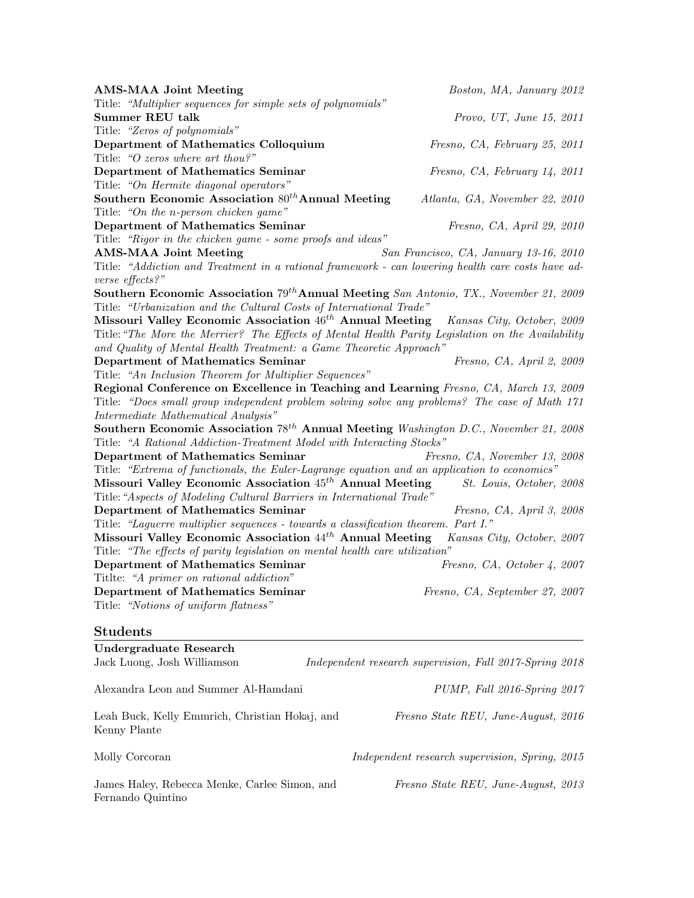**AMS-MAA Joint Meeting** *Boston, MA, January 2012*
Title: *"Multiplier sequences for simple sets of polynomials"*

**Summer REU talk** *Provo, UT, June 15, 2011*
Title: *"Zeros of polynomials"*

**Department of Mathematics Colloquium** *Fresno, CA, February 25, 2011*
Title: *"O zeros where art thou?"*

**Department of Mathematics Seminar** *Fresno, CA, February 14, 2011*
Title: *"On Hermite diagonal operators"*

**Southern Economic Association $80^{th}$ Annual Meeting** *Atlanta, GA, November 22, 2010*
Title: *"On the n-person chicken game"*

**Department of Mathematics Seminar** *Fresno, CA, April 29, 2010*
Title: *"Rigor in the chicken game - some proofs and ideas"*

**AMS-MAA Joint Meeting** *San Francisco, CA, January 13-16, 2010*
Title: *"Addiction and Treatment in a rational framework - can lowering health care costs have adverse effects?"*

**Southern Economic Association $79^{th}$ Annual Meeting** *San Antonio, TX., November 21, 2009*
Title: *"Urbanization and the Cultural Costs of International Trade"*

**Missouri Valley Economic Association $46^{th}$ Annual Meeting** *Kansas City, October, 2009*
Title: *"The More the Merrier? The Effects of Mental Health Parity Legislation on the Availability and Quality of Mental Health Treatment: a Game Theoretic Approach"*

**Department of Mathematics Seminar** *Fresno, CA, April 2, 2009*
Title: *"An Inclusion Theorem for Multiplier Sequences"*

**Regional Conference on Excellence in Teaching and Learning** *Fresno, CA, March 13, 2009*
Title: *"Does small group independent problem solving solve any problems? The case of Math 171 Intermediate Mathematical Analysis"*

**Southern Economic Association $78^{th}$ Annual Meeting** *Washington D.C., November 21, 2008*
Title: *"A Rational Addiction-Treatment Model with Interacting Stocks"*

**Department of Mathematics Seminar** *Fresno, CA, November 13, 2008*
Title: *"Extrema of functionals, the Euler-Lagrange equation and an application to economics"*

**Missouri Valley Economic Association $45^{th}$ Annual Meeting** *St. Louis, October, 2008*
Title: *"Aspects of Modeling Cultural Barriers in International Trade"*

**Department of Mathematics Seminar** *Fresno, CA, April 3, 2008*
Title: *"Laguerre multiplier sequences - towards a classification theorem. Part I."*

**Missouri Valley Economic Association $44^{th}$ Annual Meeting** *Kansas City, October, 2007*
Title: *"The effects of parity legislation on mental health care utilization"*

**Department of Mathematics Seminar** *Fresno, CA, October 4, 2007*
Titlte: *"A primer on rational addiction"*

**Department of Mathematics Seminar** *Fresno, CA, September 27, 2007*
Title: *"Notions of uniform flatness"*

## Students

**Undergraduate Research**

Jack Luong, Josh Williamson — *Independent research supervision, Fall 2017-Spring 2018*

Alexandra Leon and Summer Al-Hamdani — *PUMP, Fall 2016-Spring 2017*

Leah Buck, Kelly Emmrich, Christian Hokaj, and Kenny Plante — *Fresno State REU, June-August, 2016*

Molly Corcoran — *Independent research supervision, Spring, 2015*

James Haley, Rebecca Menke, Carlee Simon, and Fernando Quintino — *Fresno State REU, June-August, 2013*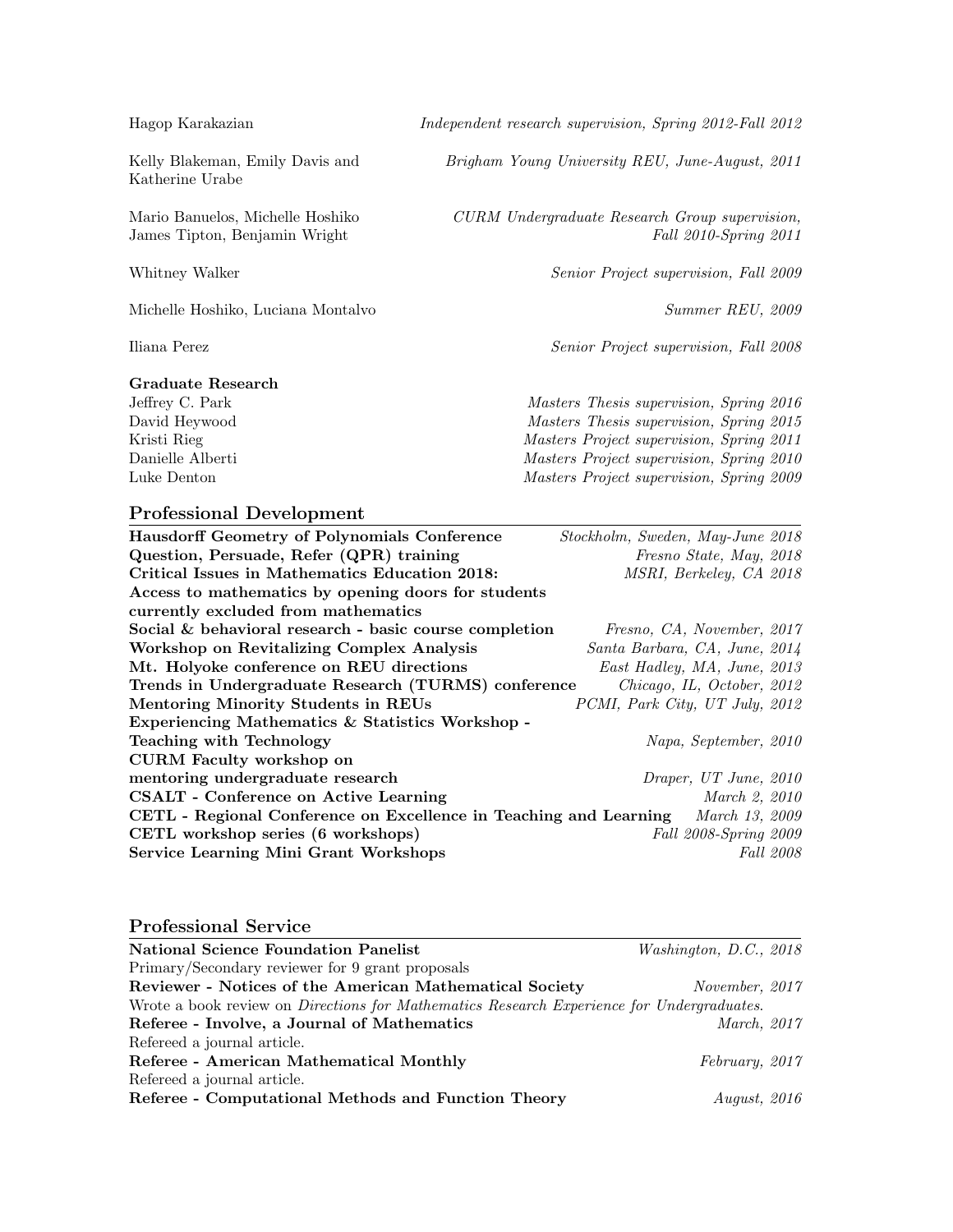Hagop Karakazian — *Independent research supervision, Spring 2012-Fall 2012*

Kelly Blakeman, Emily Davis and Katherine Urabe — *Brigham Young University REU, June-August, 2011*

Mario Banuelos, Michelle Hoshiko James Tipton, Benjamin Wright — *CURM Undergraduate Research Group supervision, Fall 2010-Spring 2011*

Whitney Walker — *Senior Project supervision, Fall 2009*

Michelle Hoshiko, Luciana Montalvo — *Summer REU, 2009*

Iliana Perez — *Senior Project supervision, Fall 2008*

**Graduate Research**

Jeffrey C. Park — *Masters Thesis supervision, Spring 2016*
David Heywood — *Masters Thesis supervision, Spring 2015*
Kristi Rieg — *Masters Project supervision, Spring 2011*
Danielle Alberti — *Masters Project supervision, Spring 2010*
Luke Denton — *Masters Project supervision, Spring 2009*

## Professional Development

**Hausdorff Geometry of Polynomials Conference** — *Stockholm, Sweden, May-June 2018*
**Question, Persuade, Refer (QPR) training** — *Fresno State, May, 2018*
**Critical Issues in Mathematics Education 2018: Access to mathematics by opening doors for students currently excluded from mathematics** — *MSRI, Berkeley, CA 2018*
**Social & behavioral research - basic course completion** — *Fresno, CA, November, 2017*
**Workshop on Revitalizing Complex Analysis** — *Santa Barbara, CA, June, 2014*
**Mt. Holyoke conference on REU directions** — *East Hadley, MA, June, 2013*
**Trends in Undergraduate Research (TURMS) conference** — *Chicago, IL, October, 2012*
**Mentoring Minority Students in REUs** — *PCMI, Park City, UT July, 2012*
**Experiencing Mathematics & Statistics Workshop - Teaching with Technology** — *Napa, September, 2010*
**CURM Faculty workshop on mentoring undergraduate research** — *Draper, UT June, 2010*
**CSALT - Conference on Active Learning** — *March 2, 2010*
**CETL - Regional Conference on Excellence in Teaching and Learning** — *March 13, 2009*
**CETL workshop series (6 workshops)** — *Fall 2008-Spring 2009*
**Service Learning Mini Grant Workshops** — *Fall 2008*

## Professional Service

**National Science Foundation Panelist** — *Washington, D.C., 2018*
Primary/Secondary reviewer for 9 grant proposals

**Reviewer - Notices of the American Mathematical Society** — *November, 2017*
Wrote a book review on *Directions for Mathematics Research Experience for Undergraduates.*

**Referee - Involve, a Journal of Mathematics** — *March, 2017*
Refereed a journal article.

**Referee - American Mathematical Monthly** — *February, 2017*
Refereed a journal article.

**Referee - Computational Methods and Function Theory** — *August, 2016*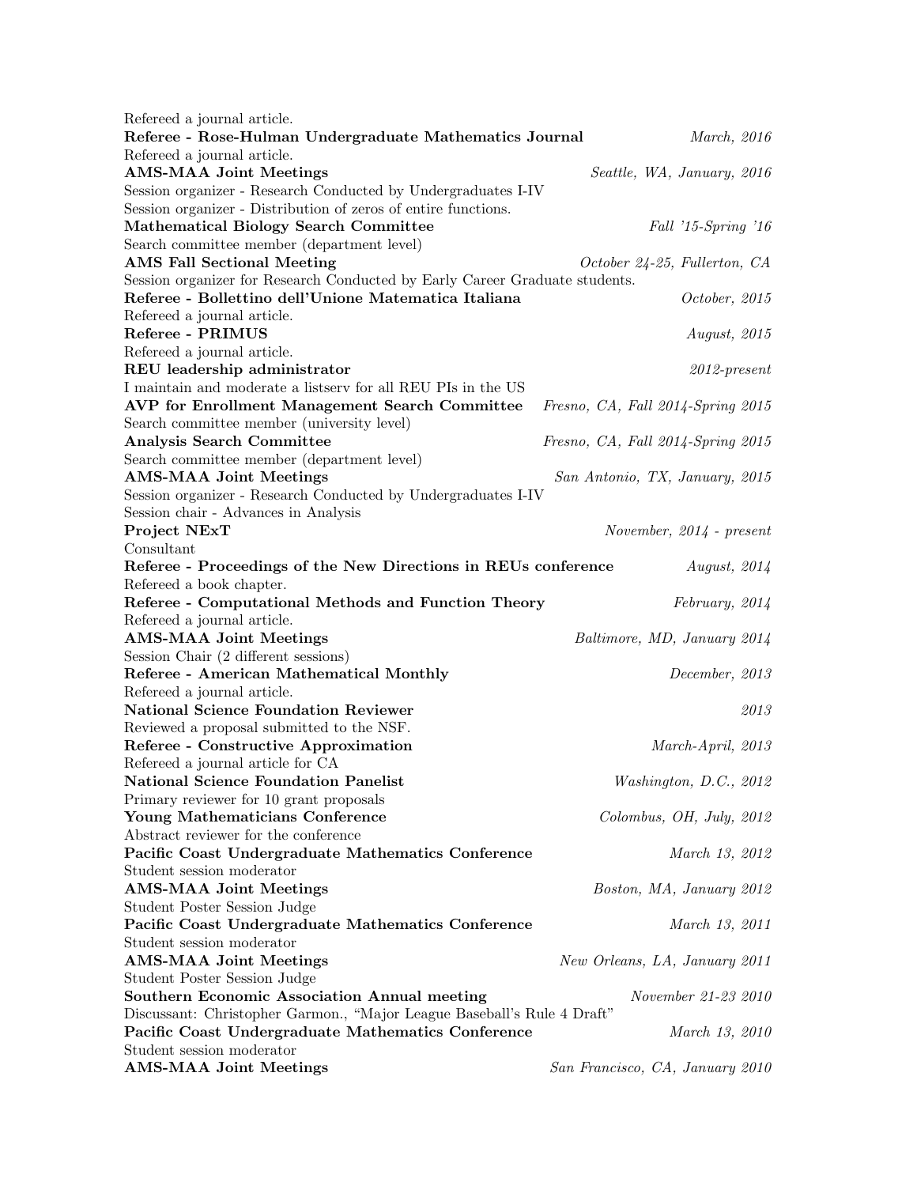Refereed a journal article.

**Referee - Rose-Hulman Undergraduate Mathematics Journal** *March, 2016*
Refereed a journal article.

**AMS-MAA Joint Meetings** *Seattle, WA, January, 2016*
Session organizer - Research Conducted by Undergraduates I-IV
Session organizer - Distribution of zeros of entire functions.

**Mathematical Biology Search Committee** *Fall '15-Spring '16*
Search committee member (department level)

**AMS Fall Sectional Meeting** *October 24-25, Fullerton, CA*
Session organizer for Research Conducted by Early Career Graduate students.

**Referee - Bollettino dell'Unione Matematica Italiana** *October, 2015*
Refereed a journal article.

**Referee - PRIMUS** *August, 2015*
Refereed a journal article.

**REU leadership administrator** *2012-present*
I maintain and moderate a listserv for all REU PIs in the US

**AVP for Enrollment Management Search Committee** *Fresno, CA, Fall 2014-Spring 2015*
Search committee member (university level)

**Analysis Search Committee** *Fresno, CA, Fall 2014-Spring 2015*
Search committee member (department level)

**AMS-MAA Joint Meetings** *San Antonio, TX, January, 2015*
Session organizer - Research Conducted by Undergraduates I-IV
Session chair - Advances in Analysis

**Project NExT** *November, 2014 - present*
Consultant

**Referee - Proceedings of the New Directions in REUs conference** *August, 2014*
Refereed a book chapter.

**Referee - Computational Methods and Function Theory** *February, 2014*
Refereed a journal article.

**AMS-MAA Joint Meetings** *Baltimore, MD, January 2014*
Session Chair (2 different sessions)

**Referee - American Mathematical Monthly** *December, 2013*
Refereed a journal article.

**National Science Foundation Reviewer** *2013*
Reviewed a proposal submitted to the NSF.

**Referee - Constructive Approximation** *March-April, 2013*
Refereed a journal article for CA

**National Science Foundation Panelist** *Washington, D.C., 2012*
Primary reviewer for 10 grant proposals

**Young Mathematicians Conference** *Colombus, OH, July, 2012*
Abstract reviewer for the conference

**Pacific Coast Undergraduate Mathematics Conference** *March 13, 2012*
Student session moderator

**AMS-MAA Joint Meetings** *Boston, MA, January 2012*
Student Poster Session Judge

**Pacific Coast Undergraduate Mathematics Conference** *March 13, 2011*
Student session moderator

**AMS-MAA Joint Meetings** *New Orleans, LA, January 2011*
Student Poster Session Judge

**Southern Economic Association Annual meeting** *November 21-23 2010*
Discussant: Christopher Garmon., "Major League Baseball's Rule 4 Draft"

**Pacific Coast Undergraduate Mathematics Conference** *March 13, 2010*
Student session moderator

**AMS-MAA Joint Meetings** *San Francisco, CA, January 2010*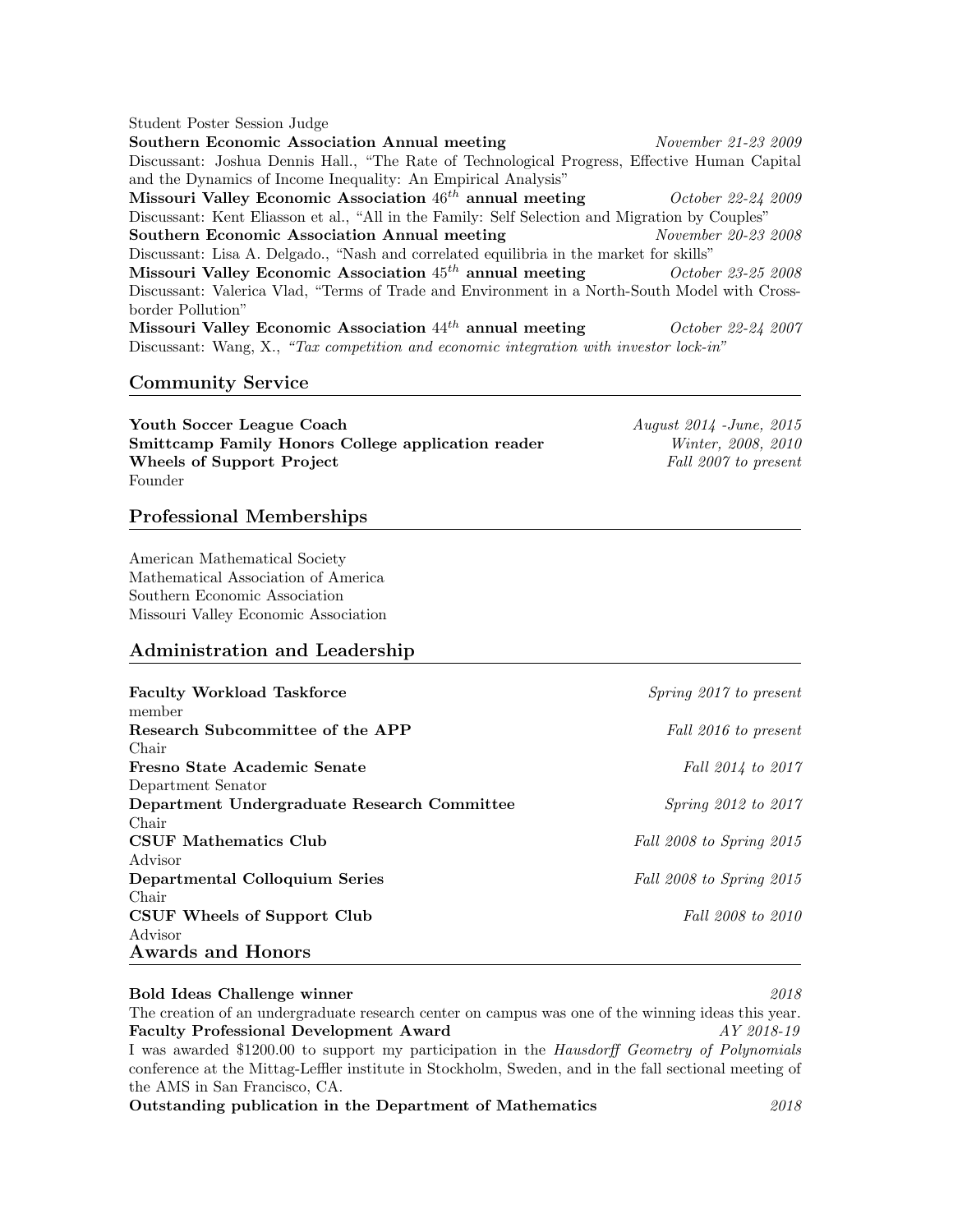Student Poster Session Judge

**Southern Economic Association Annual meeting** *November 21-23 2009*
Discussant: Joshua Dennis Hall., "The Rate of Technological Progress, Effective Human Capital and the Dynamics of Income Inequality: An Empirical Analysis"

**Missouri Valley Economic Association $46^{th}$ annual meeting** *October 22-24 2009*
Discussant: Kent Eliasson et al., "All in the Family: Self Selection and Migration by Couples"

**Southern Economic Association Annual meeting** *November 20-23 2008*
Discussant: Lisa A. Delgado., "Nash and correlated equilibria in the market for skills"

**Missouri Valley Economic Association $45^{th}$ annual meeting** *October 23-25 2008*
Discussant: Valerica Vlad, "Terms of Trade and Environment in a North-South Model with Cross-border Pollution"

**Missouri Valley Economic Association $44^{th}$ annual meeting** *October 22-24 2007*
Discussant: Wang, X., *"Tax competition and economic integration with investor lock-in"*

## Community Service

**Youth Soccer League Coach** *August 2014 -June, 2015*
**Smittcamp Family Honors College application reader** *Winter, 2008, 2010*
**Wheels of Support Project** *Fall 2007 to present*
Founder

## Professional Memberships

American Mathematical Society
Mathematical Association of America
Southern Economic Association
Missouri Valley Economic Association

## Administration and Leadership

**Faculty Workload Taskforce** *Spring 2017 to present*
member

**Research Subcommittee of the APP** *Fall 2016 to present*
Chair

**Fresno State Academic Senate** *Fall 2014 to 2017*
Department Senator

**Department Undergraduate Research Committee** *Spring 2012 to 2017*
Chair

**CSUF Mathematics Club** *Fall 2008 to Spring 2015*
Advisor

**Departmental Colloquium Series** *Fall 2008 to Spring 2015*
Chair

**CSUF Wheels of Support Club** *Fall 2008 to 2010*
Advisor

## Awards and Honors

**Bold Ideas Challenge winner** *2018*
The creation of an undergraduate research center on campus was one of the winning ideas this year.

**Faculty Professional Development Award** *AY 2018-19*
I was awarded $1200.00 to support my participation in the *Hausdorff Geometry of Polynomials* conference at the Mittag-Leffler institute in Stockholm, Sweden, and in the fall sectional meeting of the AMS in San Francisco, CA.

**Outstanding publication in the Department of Mathematics** *2018*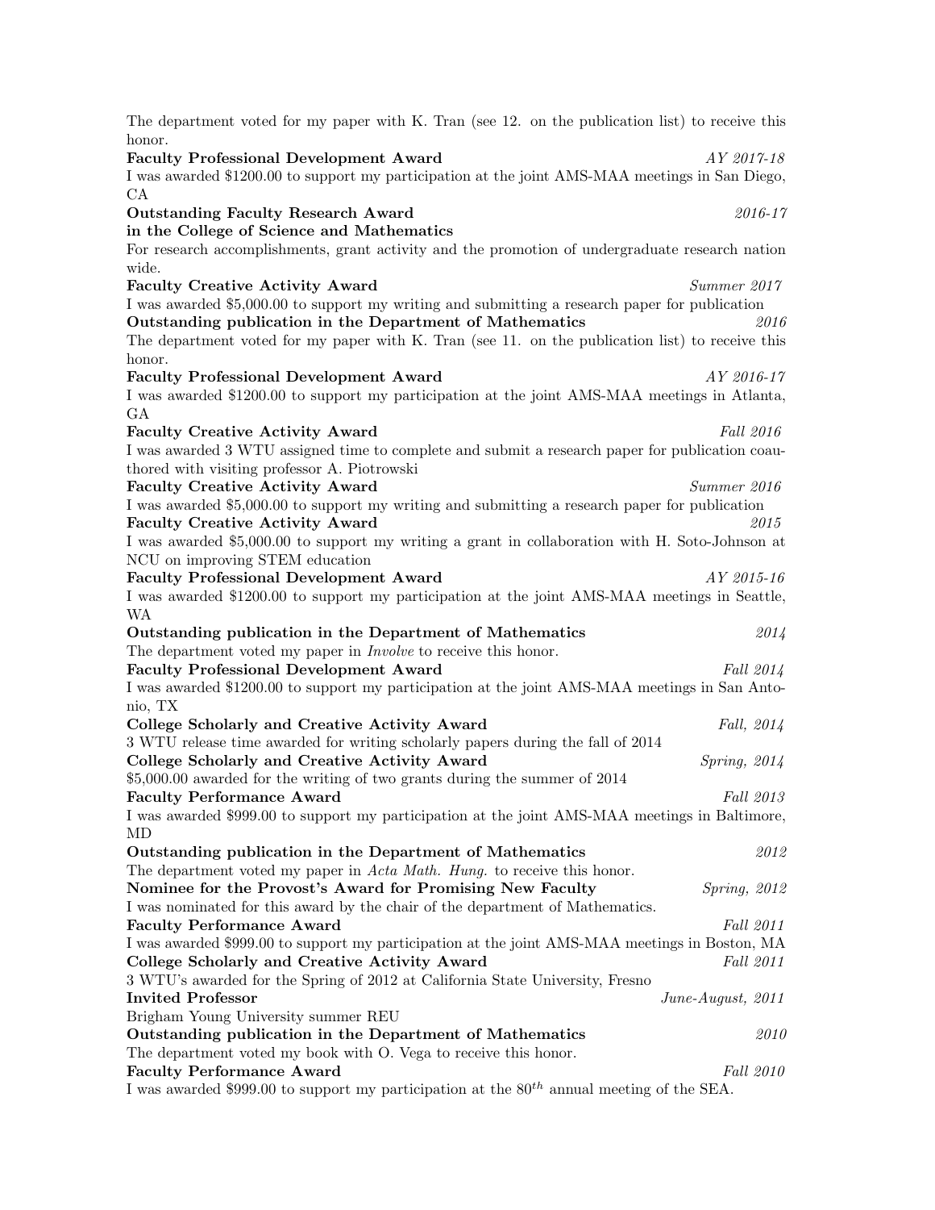The department voted for my paper with K. Tran (see 12. on the publication list) to receive this honor.

**Faculty Professional Development Award** *AY 2017-18*
I was awarded $1200.00 to support my participation at the joint AMS-MAA meetings in San Diego, CA

**Outstanding Faculty Research Award in the College of Science and Mathematics** *2016-17*
For research accomplishments, grant activity and the promotion of undergraduate research nation wide.

**Faculty Creative Activity Award** *Summer 2017*
I was awarded $5,000.00 to support my writing and submitting a research paper for publication

**Outstanding publication in the Department of Mathematics** *2016*
The department voted for my paper with K. Tran (see 11. on the publication list) to receive this honor.

**Faculty Professional Development Award** *AY 2016-17*
I was awarded $1200.00 to support my participation at the joint AMS-MAA meetings in Atlanta, GA

**Faculty Creative Activity Award** *Fall 2016*
I was awarded 3 WTU assigned time to complete and submit a research paper for publication coauthored with visiting professor A. Piotrowski

**Faculty Creative Activity Award** *Summer 2016*
I was awarded $5,000.00 to support my writing and submitting a research paper for publication

**Faculty Creative Activity Award** *2015*
I was awarded $5,000.00 to support my writing a grant in collaboration with H. Soto-Johnson at NCU on improving STEM education

**Faculty Professional Development Award** *AY 2015-16*
I was awarded $1200.00 to support my participation at the joint AMS-MAA meetings in Seattle, WA

**Outstanding publication in the Department of Mathematics** *2014*
The department voted my paper in *Involve* to receive this honor.

**Faculty Professional Development Award** *Fall 2014*
I was awarded $1200.00 to support my participation at the joint AMS-MAA meetings in San Antonio, TX

**College Scholarly and Creative Activity Award** *Fall, 2014*
3 WTU release time awarded for writing scholarly papers during the fall of 2014

**College Scholarly and Creative Activity Award** *Spring, 2014*
$5,000.00 awarded for the writing of two grants during the summer of 2014

**Faculty Performance Award** *Fall 2013*
I was awarded $999.00 to support my participation at the joint AMS-MAA meetings in Baltimore, MD

**Outstanding publication in the Department of Mathematics** *2012*
The department voted my paper in *Acta Math. Hung.* to receive this honor.

**Nominee for the Provost's Award for Promising New Faculty** *Spring, 2012*
I was nominated for this award by the chair of the department of Mathematics.

**Faculty Performance Award** *Fall 2011*
I was awarded $999.00 to support my participation at the joint AMS-MAA meetings in Boston, MA

**College Scholarly and Creative Activity Award** *Fall 2011*
3 WTU's awarded for the Spring of 2012 at California State University, Fresno

**Invited Professor** *June-August, 2011*
Brigham Young University summer REU

**Outstanding publication in the Department of Mathematics** *2010*
The department voted my book with O. Vega to receive this honor.

**Faculty Performance Award** *Fall 2010*
I was awarded $999.00 to support my participation at the $80^{th}$ annual meeting of the SEA.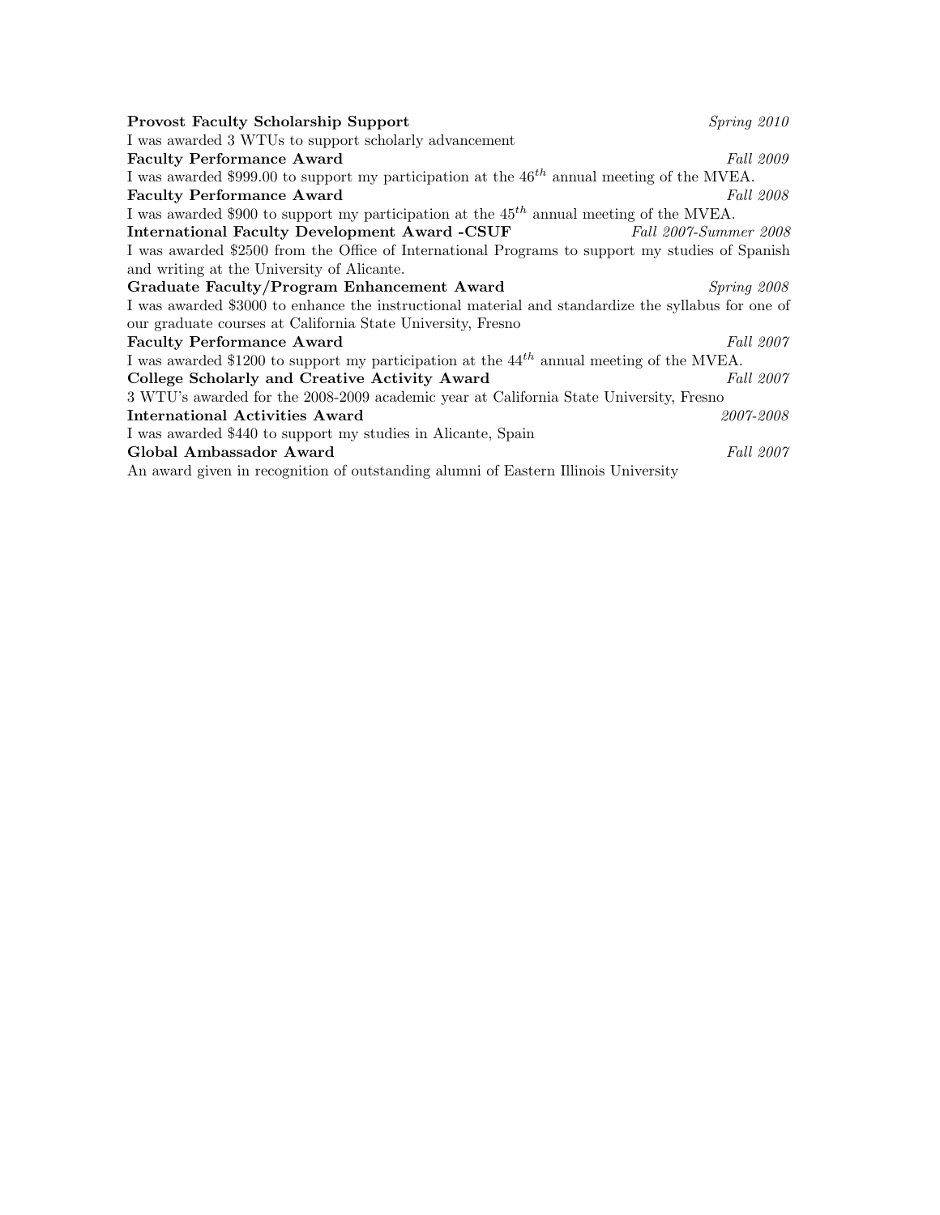**Provost Faculty Scholarship Support** *Spring 2010*

I was awarded 3 WTUs to support scholarly advancement

**Faculty Performance Award** *Fall 2009*

I was awarded $999.00 to support my participation at the $46^{th}$ annual meeting of the MVEA.

**Faculty Performance Award** *Fall 2008*

I was awarded $900 to support my participation at the $45^{th}$ annual meeting of the MVEA.

**International Faculty Development Award -CSUF** *Fall 2007-Summer 2008*

I was awarded $2500 from the Office of International Programs to support my studies of Spanish and writing at the University of Alicante.

**Graduate Faculty/Program Enhancement Award** *Spring 2008*

I was awarded $3000 to enhance the instructional material and standardize the syllabus for one of our graduate courses at California State University, Fresno

**Faculty Performance Award** *Fall 2007*

I was awarded $1200 to support my participation at the $44^{th}$ annual meeting of the MVEA.

**College Scholarly and Creative Activity Award** *Fall 2007*

3 WTU's awarded for the 2008-2009 academic year at California State University, Fresno

**International Activities Award** *2007-2008*

I was awarded $440 to support my studies in Alicante, Spain

**Global Ambassador Award** *Fall 2007*

An award given in recognition of outstanding alumni of Eastern Illinois University